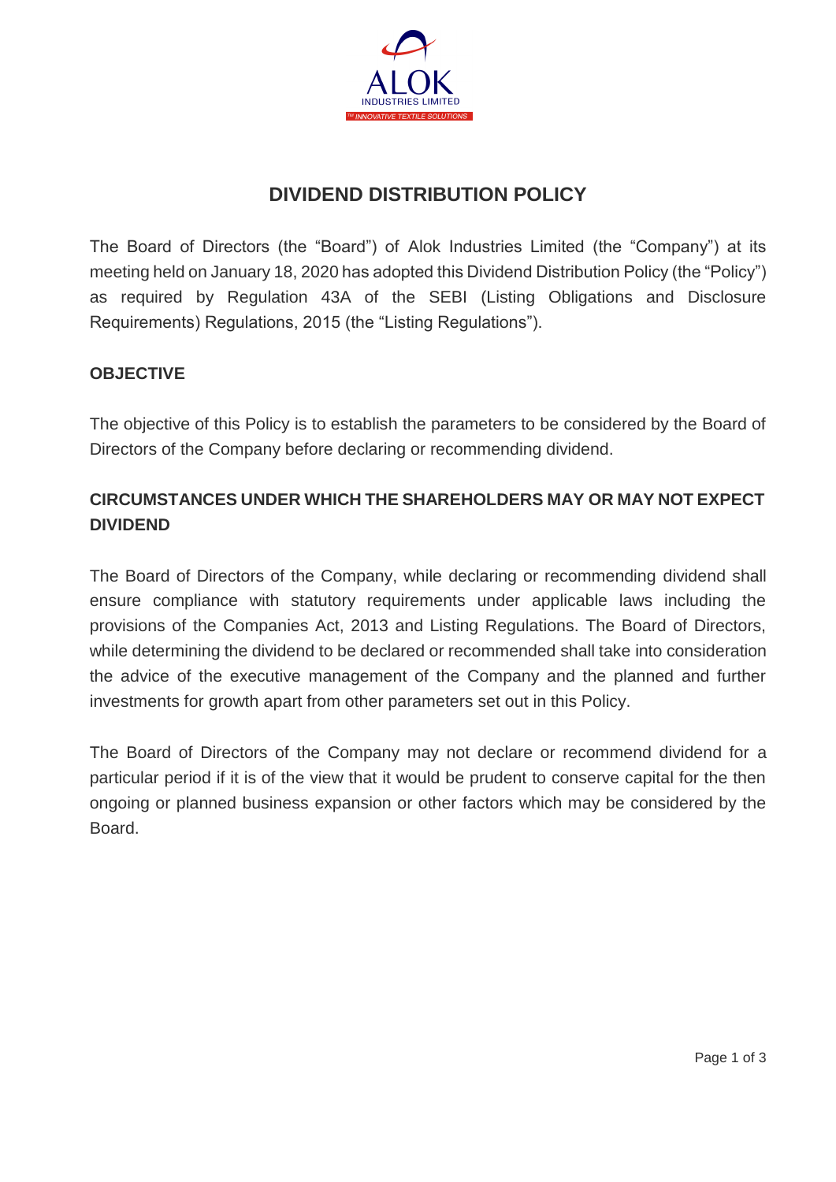ALOK

INDUSTRIES LIMITED

™ INNOVATIVE TEXTILE SOLUTIONS

# DIVIDEND DISTRIBUTION POLICY

The Board of Directors (the "Board") of Alok Industries Limited (the "Company") at its meeting held on January 18, 2020 has adopted this Dividend Distribution Policy (the "Policy") as required by Regulation 43A of the SEBI (Listing Obligations and Disclosure Requirements) Regulations, 2015 (the "Listing Regulations").

## OBJECTIVE

The objective of this Policy is to establish the parameters to be considered by the Board of Directors of the Company before declaring or recommending dividend.

## CIRCUMSTANCES UNDER WHICH THE SHAREHOLDERS MAY OR MAY NOT EXPECT DIVIDEND

The Board of Directors of the Company, while declaring or recommending dividend shall ensure compliance with statutory requirements under applicable laws including the provisions of the Companies Act, 2013 and Listing Regulations. The Board of Directors, while determining the dividend to be declared or recommended shall take into consideration the advice of the executive management of the Company and the planned and further investments for growth apart from other parameters set out in this Policy.

The Board of Directors of the Company may not declare or recommend dividend for a particular period if it is of the view that it would be prudent to conserve capital for the then ongoing or planned business expansion or other factors which may be considered by the Board.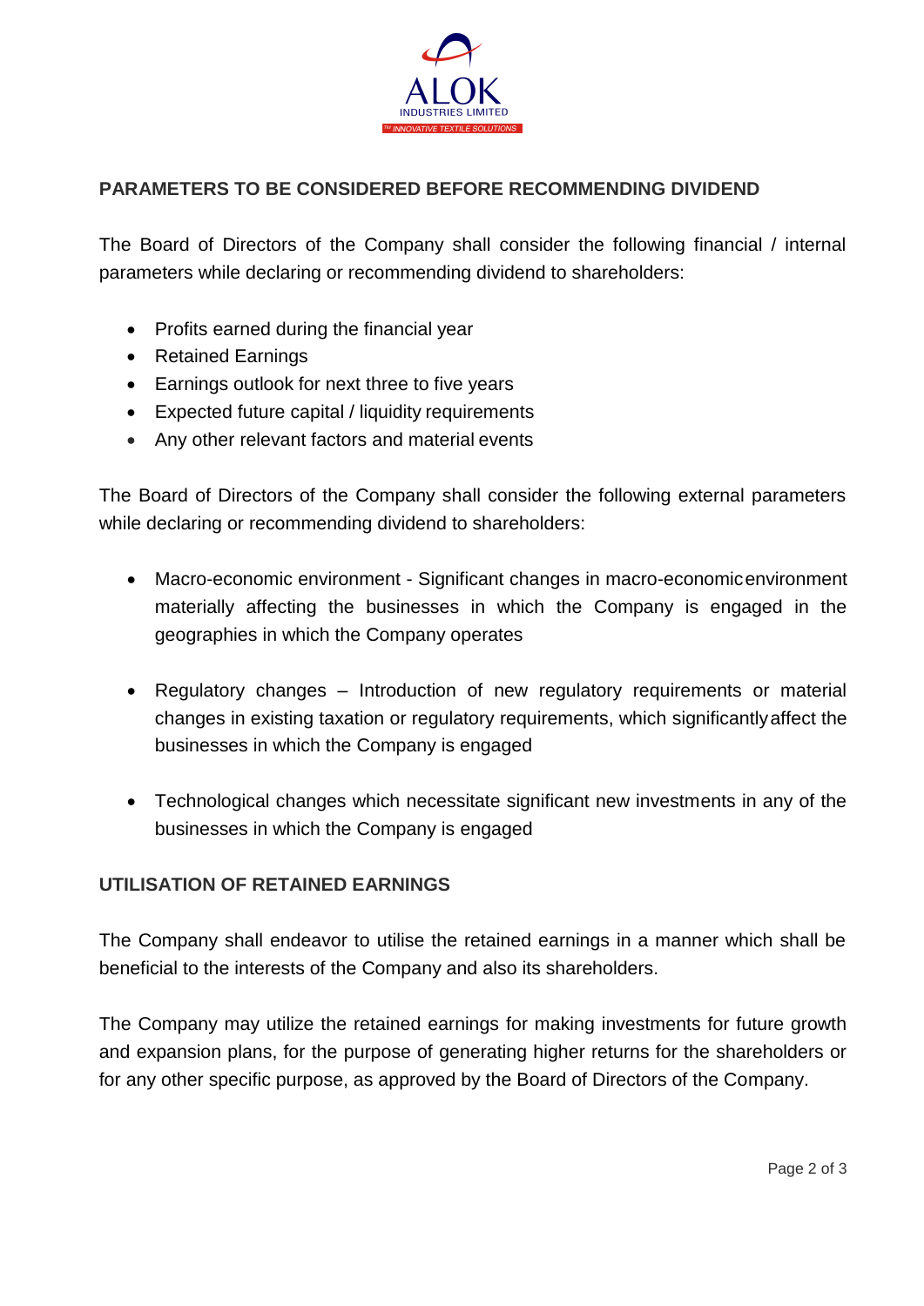## PARAMETERS TO BE CONSIDERED BEFORE RECOMMENDING DIVIDEND

The Board of Directors of the Company shall consider the following financial / internal parameters while declaring or recommending dividend to shareholders:

- Profits earned during the financial year
- Retained Earnings
- Earnings outlook for next three to five years
- Expected future capital / liquidity requirements
- Any other relevant factors and material events

The Board of Directors of the Company shall consider the following external parameters while declaring or recommending dividend to shareholders:

- Macro-economic environment - Significant changes in macro-economic environment materially affecting the businesses in which the Company is engaged in the geographies in which the Company operates

- Regulatory changes – Introduction of new regulatory requirements or material changes in existing taxation or regulatory requirements, which significantly affect the businesses in which the Company is engaged

- Technological changes which necessitate significant new investments in any of the businesses in which the Company is engaged

## UTILISATION OF RETAINED EARNINGS

The Company shall endeavor to utilise the retained earnings in a manner which shall be beneficial to the interests of the Company and also its shareholders.

The Company may utilize the retained earnings for making investments for future growth and expansion plans, for the purpose of generating higher returns for the shareholders or for any other specific purpose, as approved by the Board of Directors of the Company.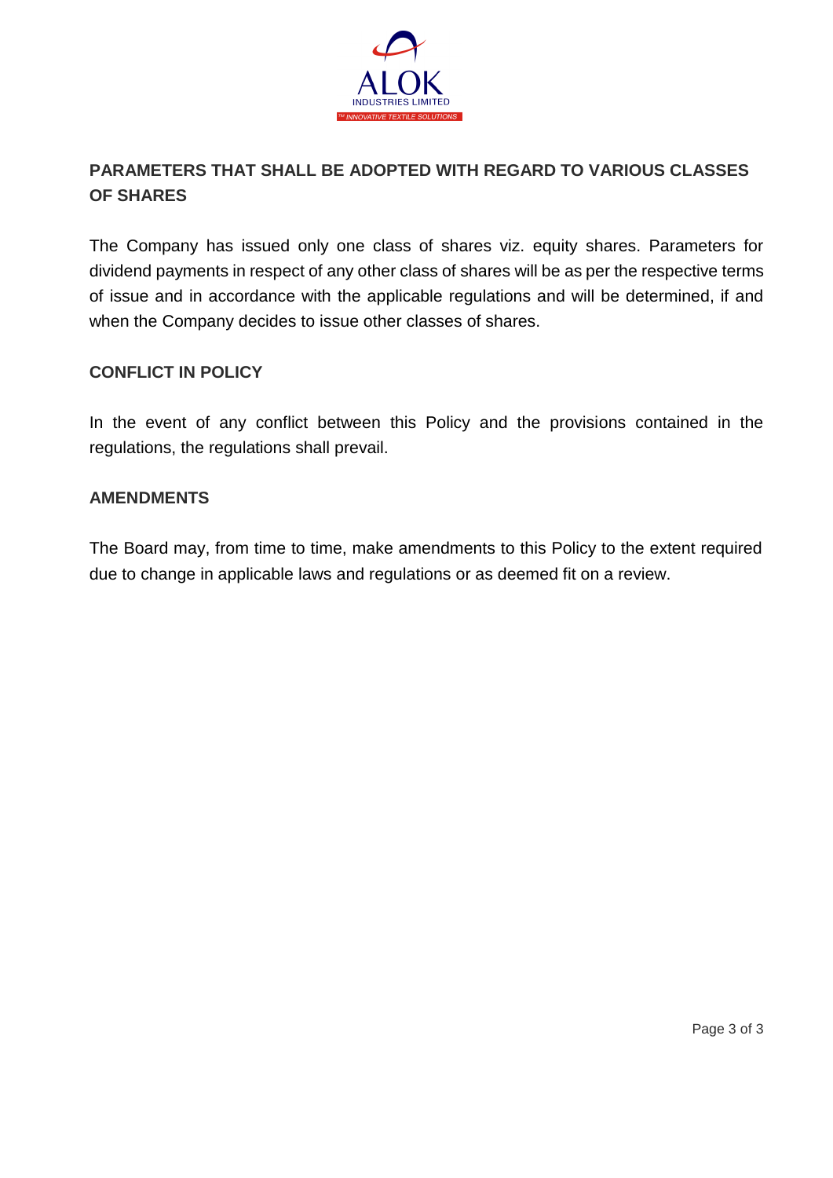## PARAMETERS THAT SHALL BE ADOPTED WITH REGARD TO VARIOUS CLASSES OF SHARES

The Company has issued only one class of shares viz. equity shares. Parameters for dividend payments in respect of any other class of shares will be as per the respective terms of issue and in accordance with the applicable regulations and will be determined, if and when the Company decides to issue other classes of shares.

## CONFLICT IN POLICY

In the event of any conflict between this Policy and the provisions contained in the regulations, the regulations shall prevail.

## AMENDMENTS

The Board may, from time to time, make amendments to this Policy to the extent required due to change in applicable laws and regulations or as deemed fit on a review.